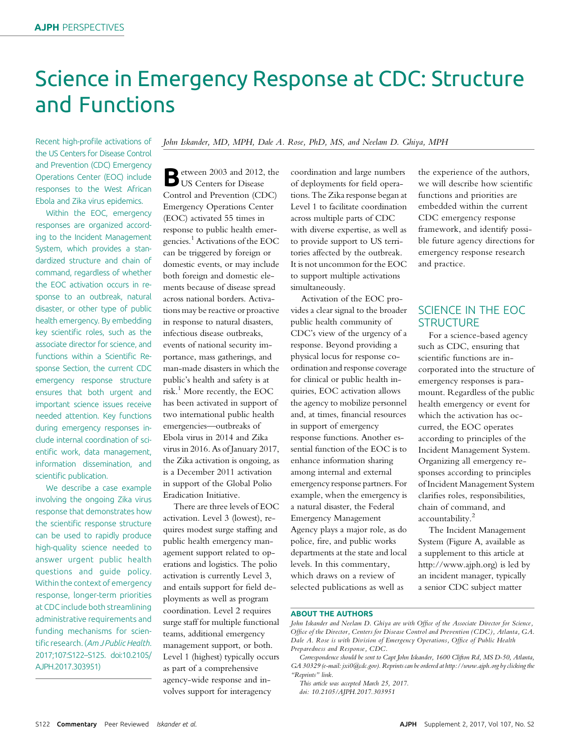# Science in Emergency Response at CDC: Structure and Functions

*John Iskander, MD, MPH, Dale A. Rose, PhD, MS, and Neelam D. Ghiya, MPH*

Recent high-profile activations of the US Centers for Disease Control and Prevention (CDC) Emergency Operations Center (EOC) include responses to the West African Ebola and Zika virus epidemics.

Within the EOC, emergency responses are organized according to the Incident Management System, which provides a standardized structure and chain of command, regardless of whether the EOC activation occurs in response to an outbreak, natural disaster, or other type of public health emergency. By embedding key scientific roles, such as the associate director for science, and functions within a Scientific Response Section, the current CDC emergency response structure ensures that both urgent and important science issues receive needed attention. Key functions during emergency responses include internal coordination of scientific work, data management, information dissemination, and scientific publication.

We describe a case example involving the ongoing Zika virus response that demonstrates how the scientific response structure can be used to rapidly produce high-quality science needed to answer urgent public health questions and guide policy. Within the context of emergency response, longer-term priorities at CDC include both streamlining administrative requirements and funding mechanisms for scientific research. (*Am J Public Health*. 2017;107:S122–S125. doi:10.2105/AJPH.2017.303951)

Between 2003 and 2012, the US Centers for Disease Control and Prevention (CDC) Emergency Operations Center (EOC) activated 55 times in response to public health emergencies.[1] Activations of the EOC can be triggered by foreign or domestic events, or may include both foreign and domestic elements because of disease spread across national borders. Activations may be reactive or proactive in response to natural disasters, infectious disease outbreaks, events of national security importance, mass gatherings, and man-made disasters in which the public's health and safety is at risk.[1] More recently, the EOC has been activated in support of two international public health emergencies—outbreaks of Ebola virus in 2014 and Zika virus in 2016. As of January 2017, the Zika activation is ongoing, as is a December 2011 activation in support of the Global Polio Eradication Initiative.

There are three levels of EOC activation. Level 3 (lowest), requires modest surge staffing and public health emergency management support related to operations and logistics. The polio activation is currently Level 3, and entails support for field deployments as well as program coordination. Level 2 requires surge staff for multiple functional teams, additional emergency management support, or both. Level 1 (highest) typically occurs as part of a comprehensive agency-wide response and involves support for interagency coordination and large numbers of deployments for field operations. The Zika response began at Level 1 to facilitate coordination across multiple parts of CDC with diverse expertise, as well as to provide support to US territories affected by the outbreak. It is not uncommon for the EOC to support multiple activations simultaneously.

Activation of the EOC provides a clear signal to the broader public health community of CDC's view of the urgency of a response. Beyond providing a physical locus for response coordination and response coverage for clinical or public health inquiries, EOC activation allows the agency to mobilize personnel and, at times, financial resources in support of emergency response functions. Another essential function of the EOC is to enhance information sharing among internal and external emergency response partners. For example, when the emergency is a natural disaster, the Federal Emergency Management Agency plays a major role, as do police, fire, and public works departments at the state and local levels. In this commentary, which draws on a review of selected publications as well as the experience of the authors, we will describe how scientific functions and priorities are embedded within the current CDC emergency response framework, and identify possible future agency directions for emergency response research and practice.

## SCIENCE IN THE EOC STRUCTURE

For a science-based agency such as CDC, ensuring that scientific functions are incorporated into the structure of emergency responses is paramount. Regardless of the public health emergency or event for which the activation has occurred, the EOC operates according to principles of the Incident Management System. Organizing all emergency responses according to principles of Incident Management System clarifies roles, responsibilities, chain of command, and accountability.[2]

The Incident Management System (Figure A, available as a supplement to this article at http://www.ajph.org) is led by an incident manager, typically a senior CDC subject matter

### ABOUT THE AUTHORS

*John Iskander and Neelam D. Ghiya are with Office of the Associate Director for Science, Office of the Director, Centers for Disease Control and Prevention (CDC), Atlanta, GA. Dale A. Rose is with Division of Emergency Operations, Office of Public Health Preparedness and Response, CDC.*

*Correspondence should be sent to Capt John Iskander, 1600 Clifton Rd, MS D-50, Atlanta, GA 30329 (e-mail: jxi0@cdc.gov). Reprints can be ordered at http://www.ajph.org by clicking the "Reprints" link.*

*This article was accepted March 25, 2017.*

*doi: 10.2105/AJPH.2017.303951*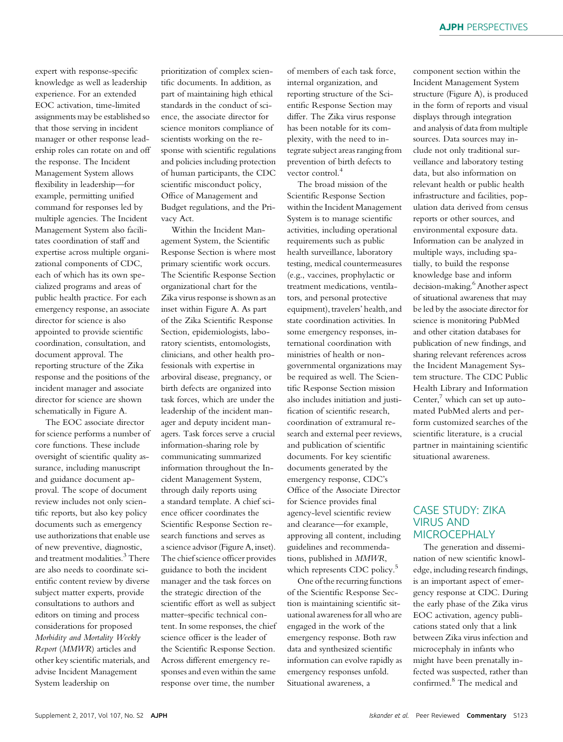expert with response-specific knowledge as well as leadership experience. For an extended EOC activation, time-limited assignments may be established so that those serving in incident manager or other response leadership roles can rotate on and off the response. The Incident Management System allows flexibility in leadership—for example, permitting unified command for responses led by multiple agencies. The Incident Management System also facilitates coordination of staff and expertise across multiple organizational components of CDC, each of which has its own specialized programs and areas of public health practice. For each emergency response, an associate director for science is also appointed to provide scientific coordination, consultation, and document approval. The reporting structure of the Zika response and the positions of the incident manager and associate director for science are shown schematically in Figure A.

The EOC associate director for science performs a number of core functions. These include oversight of scientific quality assurance, including manuscript and guidance document approval. The scope of document review includes not only scientific reports, but also key policy documents such as emergency use authorizations that enable use of new preventive, diagnostic, and treatment modalities.[3] There are also needs to coordinate scientific content review by diverse subject matter experts, provide consultations to authors and editors on timing and process considerations for proposed *Morbidity and Mortality Weekly Report* (*MMWR*) articles and other key scientific materials, and advise Incident Management System leadership on prioritization of complex scientific documents. In addition, as part of maintaining high ethical standards in the conduct of science, the associate director for science monitors compliance of scientists working on the response with scientific regulations and policies including protection of human participants, the CDC scientific misconduct policy, Office of Management and Budget regulations, and the Privacy Act.

Within the Incident Management System, the Scientific Response Section is where most primary scientific work occurs. The Scientific Response Section organizational chart for the Zika virus response is shown as an inset within Figure A. As part of the Zika Scientific Response Section, epidemiologists, laboratory scientists, entomologists, clinicians, and other health professionals with expertise in arboviral disease, pregnancy, or birth defects are organized into task forces, which are under the leadership of the incident manager and deputy incident managers. Task forces serve a crucial information-sharing role by communicating summarized information throughout the Incident Management System, through daily reports using a standard template. A chief science officer coordinates the Scientific Response Section research functions and serves as a science advisor (Figure A, inset). The chief science officer provides guidance to both the incident manager and the task forces on the strategic direction of the scientific effort as well as subject matter–specific technical content. In some responses, the chief science officer is the leader of the Scientific Response Section. Across different emergency responses and even within the same response over time, the number of members of each task force, internal organization, and reporting structure of the Scientific Response Section may differ. The Zika virus response has been notable for its complexity, with the need to integrate subject areas ranging from prevention of birth defects to vector control.[4]

The broad mission of the Scientific Response Section within the Incident Management System is to manage scientific activities, including operational requirements such as public health surveillance, laboratory testing, medical countermeasures (e.g., vaccines, prophylactic or treatment medications, ventilators, and personal protective equipment), travelers' health, and state coordination activities. In some emergency responses, international coordination with ministries of health or nongovernmental organizations may be required as well. The Scientific Response Section mission also includes initiation and justification of scientific research, coordination of extramural research and external peer reviews, and publication of scientific documents. For key scientific documents generated by the emergency response, CDC's Office of the Associate Director for Science provides final agency-level scientific review and clearance—for example, approving all content, including guidelines and recommendations, published in *MMWR*, which represents CDC policy.[5]

One of the recurring functions of the Scientific Response Section is maintaining scientific situational awareness for all who are engaged in the work of the emergency response. Both raw data and synthesized scientific information can evolve rapidly as emergency responses unfold. Situational awareness, a component section within the Incident Management System structure (Figure A), is produced in the form of reports and visual displays through integration and analysis of data from multiple sources. Data sources may include not only traditional surveillance and laboratory testing data, but also information on relevant health or public health infrastructure and facilities, population data derived from census reports or other sources, and environmental exposure data. Information can be analyzed in multiple ways, including spatially, to build the response knowledge base and inform decision-making.[6] Another aspect of situational awareness that may be led by the associate director for science is monitoring PubMed and other citation databases for publication of new findings, and sharing relevant references across the Incident Management System structure. The CDC Public Health Library and Information Center,[7] which can set up automated PubMed alerts and perform customized searches of the scientific literature, is a crucial partner in maintaining scientific situational awareness.

## CASE STUDY: ZIKA VIRUS AND MICROCEPHALY

The generation and dissemination of new scientific knowledge, including research findings, is an important aspect of emergency response at CDC. During the early phase of the Zika virus EOC activation, agency publications stated only that a link between Zika virus infection and microcephaly in infants who might have been prenatally infected was suspected, rather than confirmed.[8] The medical and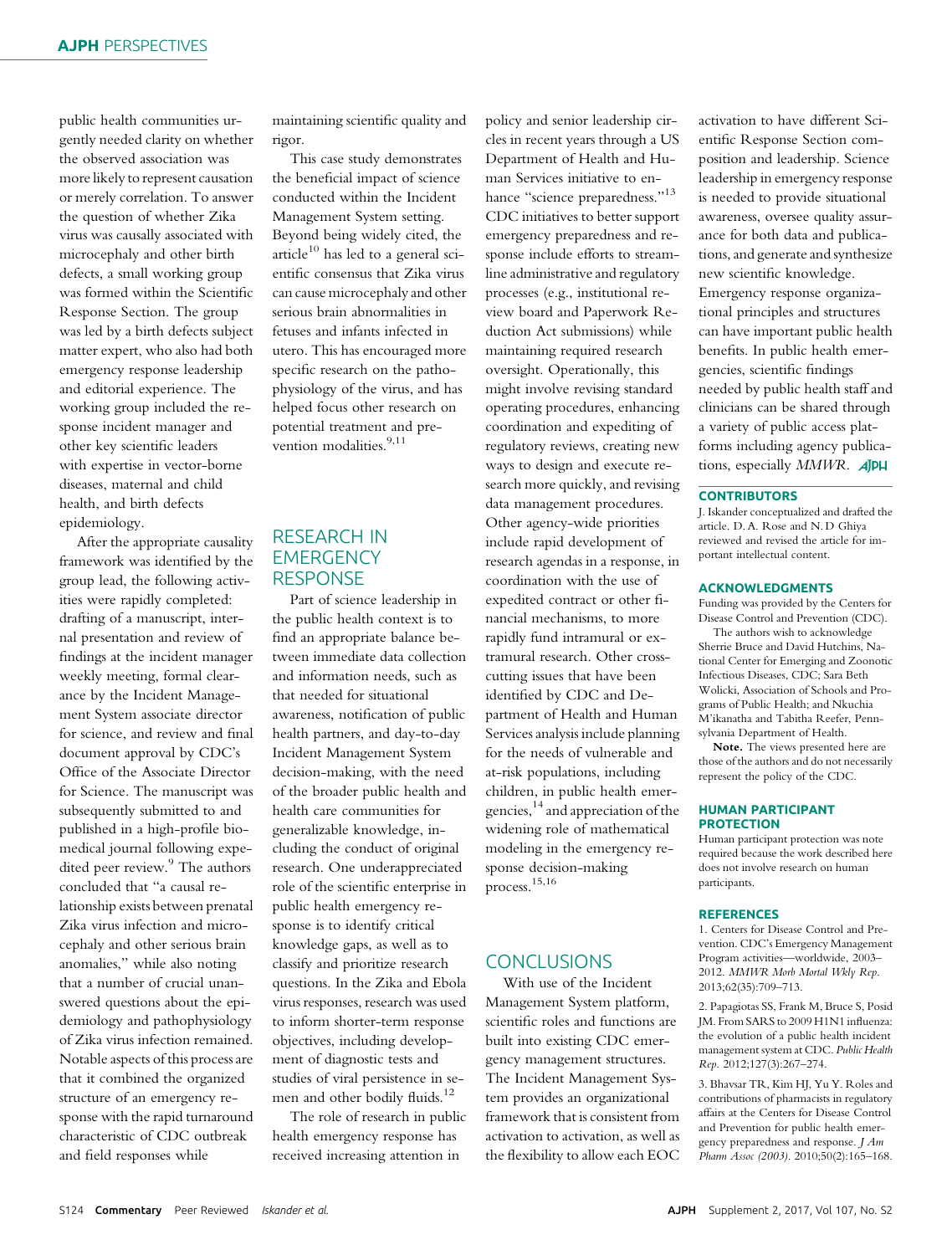public health communities urgently needed clarity on whether the observed association was more likely to represent causation or merely correlation. To answer the question of whether Zika virus was causally associated with microcephaly and other birth defects, a small working group was formed within the Scientific Response Section. The group was led by a birth defects subject matter expert, who also had both emergency response leadership and editorial experience. The working group included the response incident manager and other key scientific leaders with expertise in vector-borne diseases, maternal and child health, and birth defects epidemiology.

After the appropriate causality framework was identified by the group lead, the following activities were rapidly completed: drafting of a manuscript, internal presentation and review of findings at the incident manager weekly meeting, formal clearance by the Incident Management System associate director for science, and review and final document approval by CDC's Office of the Associate Director for Science. The manuscript was subsequently submitted to and published in a high-profile biomedical journal following expedited peer review.[9] The authors concluded that "a causal relationship exists between prenatal Zika virus infection and microcephaly and other serious brain anomalies," while also noting that a number of crucial unanswered questions about the epidemiology and pathophysiology of Zika virus infection remained. Notable aspects of this process are that it combined the organized structure of an emergency response with the rapid turnaround characteristic of CDC outbreak and field responses while maintaining scientific quality and rigor.

This case study demonstrates the beneficial impact of science conducted within the Incident Management System setting. Beyond being widely cited, the article[10] has led to a general scientific consensus that Zika virus can cause microcephaly and other serious brain abnormalities in fetuses and infants infected in utero. This has encouraged more specific research on the pathophysiology of the virus, and has helped focus other research on potential treatment and prevention modalities.[9,11]

## RESEARCH IN EMERGENCY RESPONSE

Part of science leadership in the public health context is to find an appropriate balance between immediate data collection and information needs, such as that needed for situational awareness, notification of public health partners, and day-to-day Incident Management System decision-making, with the need of the broader public health and health care communities for generalizable knowledge, including the conduct of original research. One underappreciated role of the scientific enterprise in public health emergency response is to identify critical knowledge gaps, as well as to classify and prioritize research questions. In the Zika and Ebola virus responses, research was used to inform shorter-term response objectives, including development of diagnostic tests and studies of viral persistence in semen and other bodily fluids.[12]

The role of research in public health emergency response has received increasing attention in policy and senior leadership circles in recent years through a US Department of Health and Human Services initiative to enhance "science preparedness."[13] CDC initiatives to better support emergency preparedness and response include efforts to streamline administrative and regulatory processes (e.g., institutional review board and Paperwork Reduction Act submissions) while maintaining required research oversight. Operationally, this might involve revising standard operating procedures, enhancing coordination and expediting of regulatory reviews, creating new ways to design and execute research more quickly, and revising data management procedures. Other agency-wide priorities include rapid development of research agendas in a response, in coordination with the use of expedited contract or other financial mechanisms, to more rapidly fund intramural or extramural research. Other crosscutting issues that have been identified by CDC and Department of Health and Human Services analysis include planning for the needs of vulnerable and at-risk populations, including children, in public health emergencies,[14] and appreciation of the widening role of mathematical modeling in the emergency response decision-making process.[15,16]

## CONCLUSIONS

With use of the Incident Management System platform, scientific roles and functions are built into existing CDC emergency management structures. The Incident Management System provides an organizational framework that is consistent from activation to activation, as well as the flexibility to allow each EOC activation to have different Scientific Response Section composition and leadership. Science leadership in emergency response is needed to provide situational awareness, oversee quality assurance for both data and publications, and generate and synthesize new scientific knowledge. Emergency response organizational principles and structures can have important public health benefits. In public health emergencies, scientific findings needed by public health staff and clinicians can be shared through a variety of public access platforms including agency publications, especially *MMWR*. AJPH

### CONTRIBUTORS

J. Iskander conceptualized and drafted the article. D. A. Rose and N. D Ghiya reviewed and revised the article for important intellectual content.

### ACKNOWLEDGMENTS

Funding was provided by the Centers for Disease Control and Prevention (CDC).

The authors wish to acknowledge Sherrie Bruce and David Hutchins, National Center for Emerging and Zoonotic Infectious Diseases, CDC; Sara Beth Wolicki, Association of Schools and Programs of Public Health; and Nkuchia M'ikanatha and Tabitha Reefer, Pennsylvania Department of Health.

**Note.** The views presented here are those of the authors and do not necessarily represent the policy of the CDC.

### HUMAN PARTICIPANT PROTECTION

Human participant protection was note required because the work described here does not involve research on human participants.

### REFERENCES

1. Centers for Disease Control and Prevention. CDC's Emergency Management Program activities—worldwide, 2003–2012. *MMWR Morb Mortal Wkly Rep*. 2013;62(35):709–713.

2. Papagiotas SS, Frank M, Bruce S, Posid JM. From SARS to 2009 H1N1 influenza: the evolution of a public health incident management system at CDC. *Public Health Rep*. 2012;127(3):267–274.

3. Bhavsar TR, Kim HJ, Yu Y. Roles and contributions of pharmacists in regulatory affairs at the Centers for Disease Control and Prevention for public health emergency preparedness and response. *J Am Pharm Assoc (2003)*. 2010;50(2):165–168.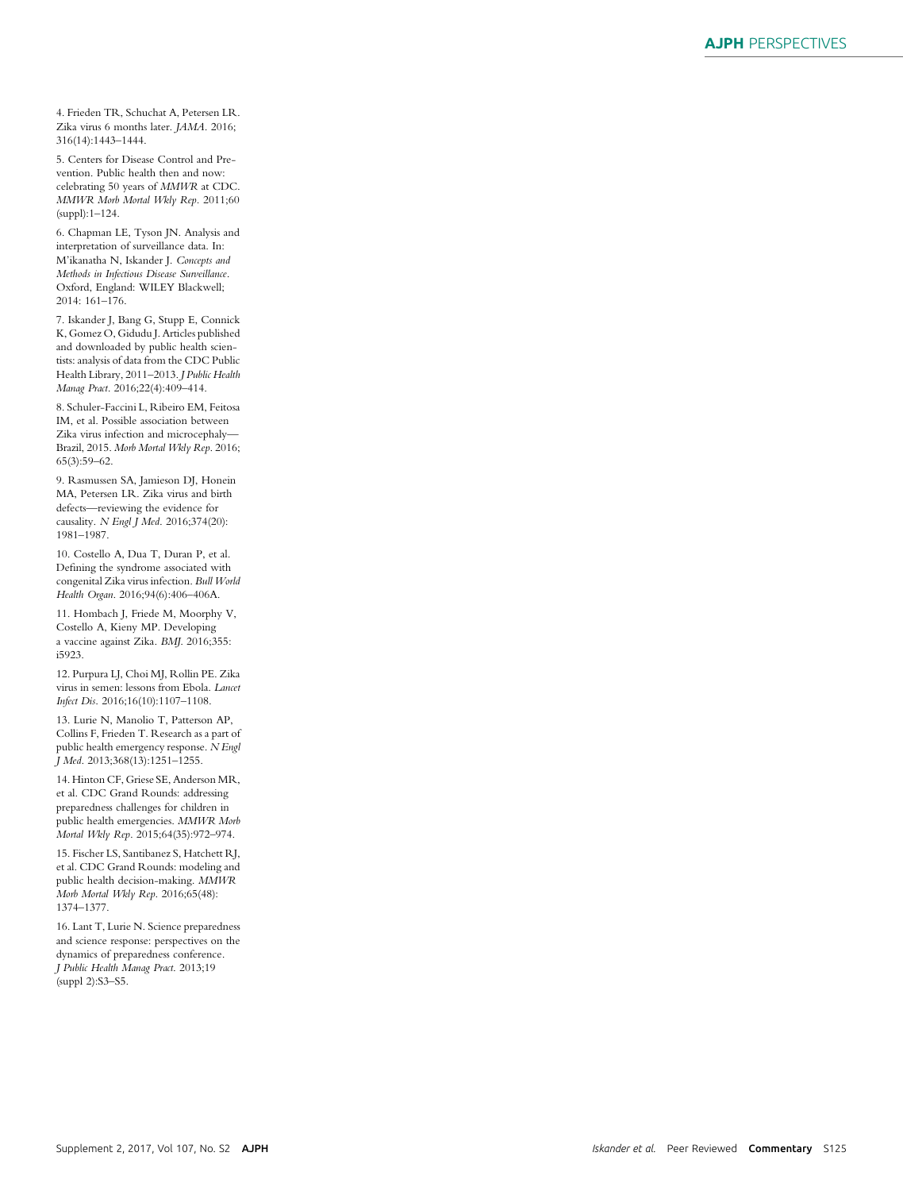4. Frieden TR, Schuchat A, Petersen LR. Zika virus 6 months later. *JAMA*. 2016; 316(14):1443–1444.

5. Centers for Disease Control and Prevention. Public health then and now: celebrating 50 years of *MMWR* at CDC. *MMWR Morb Mortal Wkly Rep*. 2011;60 (suppl):1–124.

6. Chapman LE, Tyson JN. Analysis and interpretation of surveillance data. In: M'ikanatha N, Iskander J. *Concepts and Methods in Infectious Disease Surveillance*. Oxford, England: WILEY Blackwell; 2014: 161–176.

7. Iskander J, Bang G, Stupp E, Connick K, Gomez O, Gidudu J. Articles published and downloaded by public health scientists: analysis of data from the CDC Public Health Library, 2011–2013. *J Public Health Manag Pract*. 2016;22(4):409–414.

8. Schuler-Faccini L, Ribeiro EM, Feitosa IM, et al. Possible association between Zika virus infection and microcephaly—Brazil, 2015. *Morb Mortal Wkly Rep*. 2016; 65(3):59–62.

9. Rasmussen SA, Jamieson DJ, Honein MA, Petersen LR. Zika virus and birth defects—reviewing the evidence for causality. *N Engl J Med*. 2016;374(20): 1981–1987.

10. Costello A, Dua T, Duran P, et al. Defining the syndrome associated with congenital Zika virus infection. *Bull World Health Organ*. 2016;94(6):406–406A.

11. Hombach J, Friede M, Moorphy V, Costello A, Kieny MP. Developing a vaccine against Zika. *BMJ*. 2016;355: i5923.

12. Purpura LJ, Choi MJ, Rollin PE. Zika virus in semen: lessons from Ebola. *Lancet Infect Dis*. 2016;16(10):1107–1108.

13. Lurie N, Manolio T, Patterson AP, Collins F, Frieden T. Research as a part of public health emergency response. *N Engl J Med*. 2013;368(13):1251–1255.

14. Hinton CF, Griese SE, Anderson MR, et al. CDC Grand Rounds: addressing preparedness challenges for children in public health emergencies. *MMWR Morb Mortal Wkly Rep*. 2015;64(35):972–974.

15. Fischer LS, Santibanez S, Hatchett RJ, et al. CDC Grand Rounds: modeling and public health decision-making. *MMWR Morb Mortal Wkly Rep*. 2016;65(48): 1374–1377.

16. Lant T, Lurie N. Science preparedness and science response: perspectives on the dynamics of preparedness conference. *J Public Health Manag Pract*. 2013;19 (suppl 2):S3–S5.